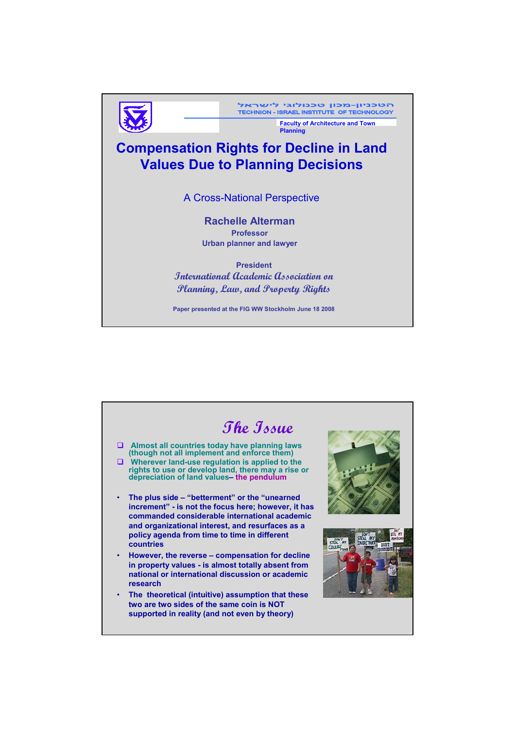הטכניון–מכון טכנולוגי לישראל
TECHNION - ISRAEL INSTITUTE OF TECHNOLOGY

Faculty of Architecture and Town Planning

# Compensation Rights for Decline in Land Values Due to Planning Decisions

A Cross-National Perspective

**Rachelle Alterman**
**Professor**
**Urban planner and lawyer**

**President**
*International Academic Association on Planning, Law, and Property Rights*

Paper presented at the FIG WW Stockholm June 18 2008

## The Issue

- Almost all countries today have planning laws (though not all implement and enforce them)
- Wherever land-use regulation is applied to the rights to use or develop land, there may a rise or depreciation of land values– the pendulum

- The plus side – "betterment" or the "unearned increment" - is not the focus here; however, it has commanded considerable international academic and organizational interest, and resurfaces as a policy agenda from time to time in different countries
- However, the reverse – compensation for decline in property values - is almost totally absent from national or international discussion or academic research
- The theoretical (intuitive) assumption that these two are two sides of the same coin is NOT supported in reality (and not even by theory)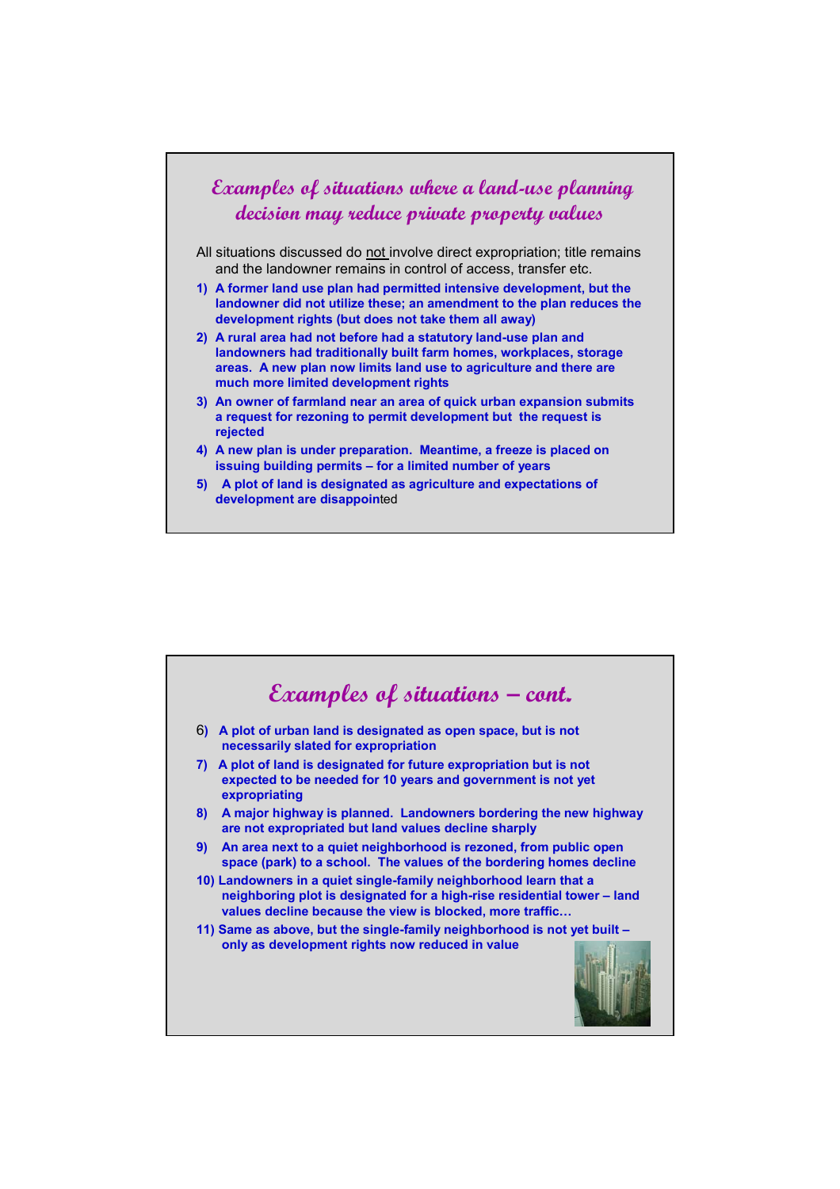## *Examples of situations where a land-use planning decision may reduce private property values*

All situations discussed do not involve direct expropriation; title remains and the landowner remains in control of access, transfer etc.

1) **A former land use plan had permitted intensive development, but the landowner did not utilize these; an amendment to the plan reduces the development rights (but does not take them all away)**
2) **A rural area had not before had a statutory land-use plan and landowners had traditionally built farm homes, workplaces, storage areas. A new plan now limits land use to agriculture and there are much more limited development rights**
3) **An owner of farmland near an area of quick urban expansion submits a request for rezoning to permit development but the request is rejected**
4) **A new plan is under preparation. Meantime, a freeze is placed on issuing building permits – for a limited number of years**
5) **A plot of land is designated as agriculture and expectations of development are disappoin**ted

## *Examples of situations – cont.*

6) **A plot of urban land is designated as open space, but is not necessarily slated for expropriation**
7) **A plot of land is designated for future expropriation but is not expected to be needed for 10 years and government is not yet expropriating**
8) **A major highway is planned. Landowners bordering the new highway are not expropriated but land values decline sharply**
9) **An area next to a quiet neighborhood is rezoned, from public open space (park) to a school. The values of the bordering homes decline**
10) **Landowners in a quiet single-family neighborhood learn that a neighboring plot is designated for a high-rise residential tower – land values decline because the view is blocked, more traffic…**
11) **Same as above, but the single-family neighborhood is not yet built – only as development rights now reduced in value**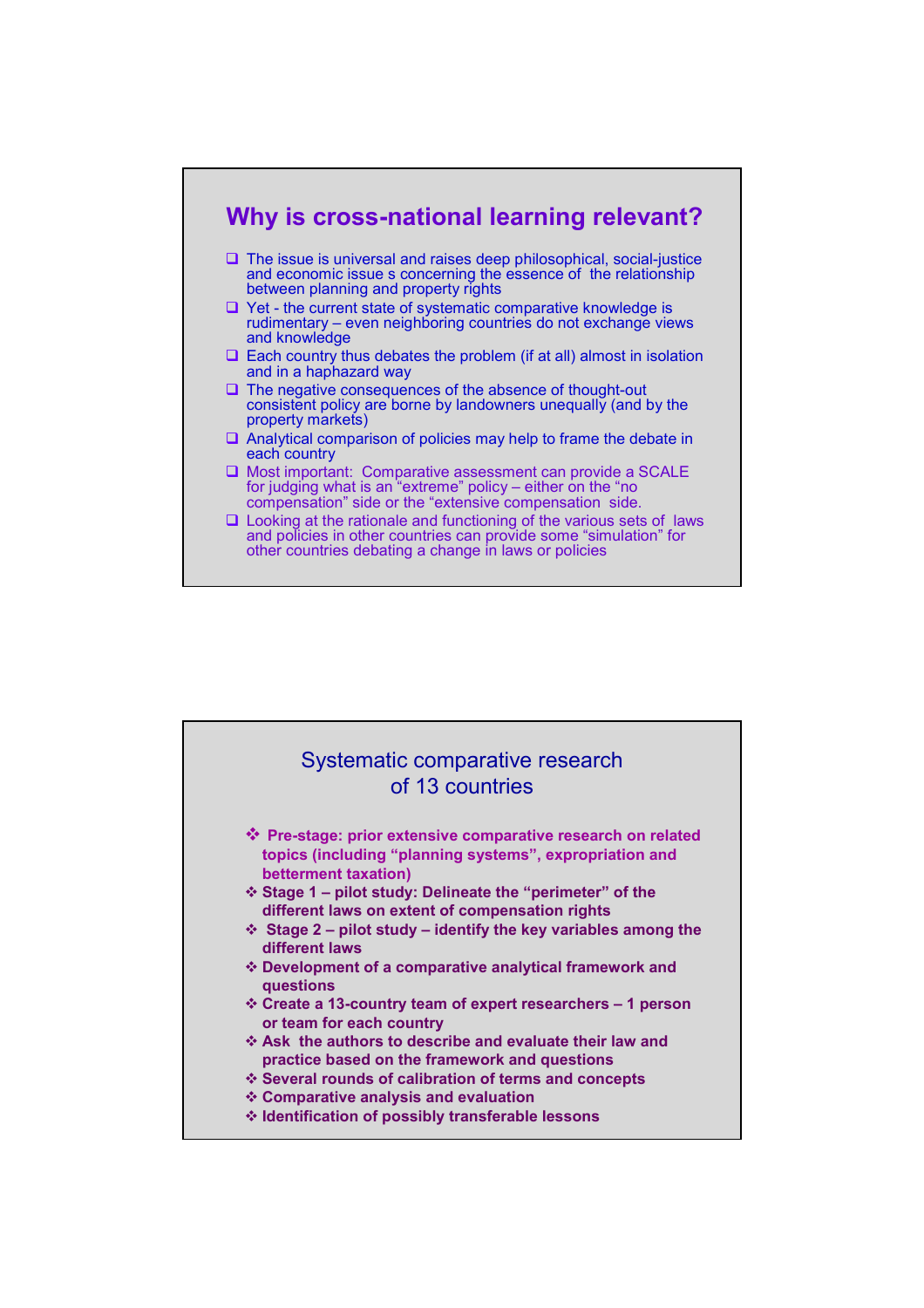## Why is cross-national learning relevant?

- The issue is universal and raises deep philosophical, social-justice and economic issue s concerning the essence of the relationship between planning and property rights
- Yet - the current state of systematic comparative knowledge is rudimentary – even neighboring countries do not exchange views and knowledge
- Each country thus debates the problem (if at all) almost in isolation and in a haphazard way
- The negative consequences of the absence of thought-out consistent policy are borne by landowners unequally (and by the property markets)
- Analytical comparison of policies may help to frame the debate in each country
- Most important: Comparative assessment can provide a SCALE for judging what is an "extreme" policy – either on the "no compensation" side or the "extensive compensation side.
- Looking at the rationale and functioning of the various sets of laws and policies in other countries can provide some "simulation" for other countries debating a change in laws or policies

## Systematic comparative research of 13 countries

- **Pre-stage: prior extensive comparative research on related topics (including "planning systems", expropriation and betterment taxation)**
- **Stage 1 – pilot study: Delineate the "perimeter" of the different laws on extent of compensation rights**
- **Stage 2 – pilot study – identify the key variables among the different laws**
- **Development of a comparative analytical framework and questions**
- **Create a 13-country team of expert researchers – 1 person or team for each country**
- **Ask the authors to describe and evaluate their law and practice based on the framework and questions**
- **Several rounds of calibration of terms and concepts**
- **Comparative analysis and evaluation**
- **Identification of possibly transferable lessons**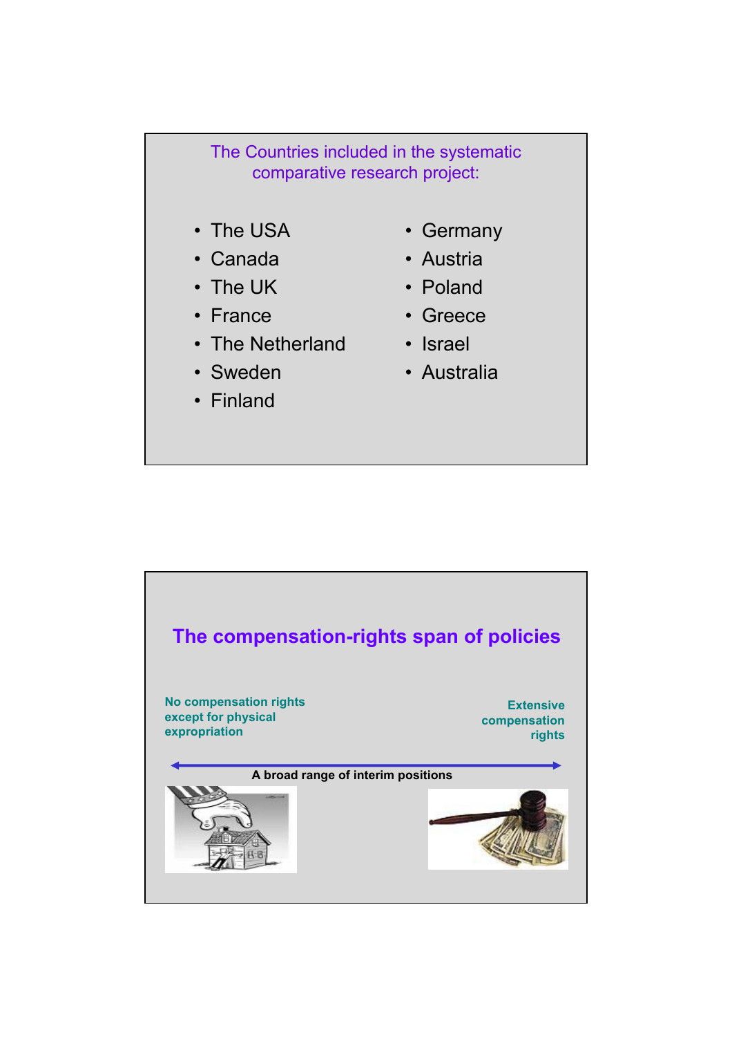The Countries included in the systematic comparative research project:

- The USA
- Canada
- The UK
- France
- The Netherland
- Sweden
- Finland
- Germany
- Austria
- Poland
- Greece
- Israel
- Australia

## The compensation-rights span of policies

**No compensation rights except for physical expropriation**

**Extensive compensation rights**

**A broad range of interim positions**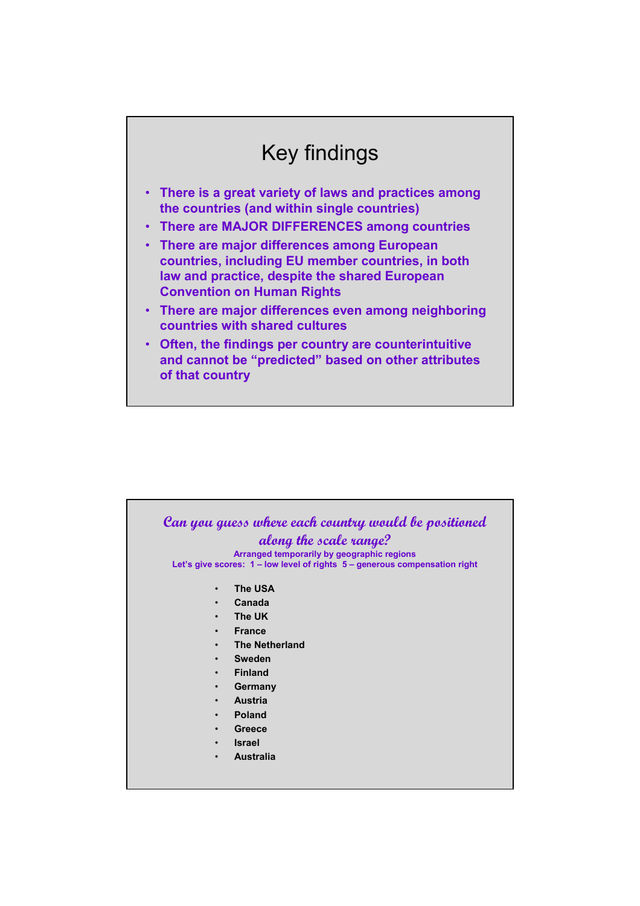# Key findings

- There is a great variety of laws and practices among the countries (and within single countries)
- There are MAJOR DIFFERENCES among countries
- There are major differences among European countries, including EU member countries, in both law and practice, despite the shared European Convention on Human Rights
- There are major differences even among neighboring countries with shared cultures
- Often, the findings per country are counterintuitive and cannot be "predicted" based on other attributes of that country

## *Can you guess where each country would be positioned along the scale range?*

Arranged temporarily by geographic regions

Let's give scores: 1 – low level of rights 5 – generous compensation right

- **The USA**
- **Canada**
- **The UK**
- **France**
- **The Netherland**
- **Sweden**
- **Finland**
- **Germany**
- **Austria**
- **Poland**
- **Greece**
- **Israel**
- **Australia**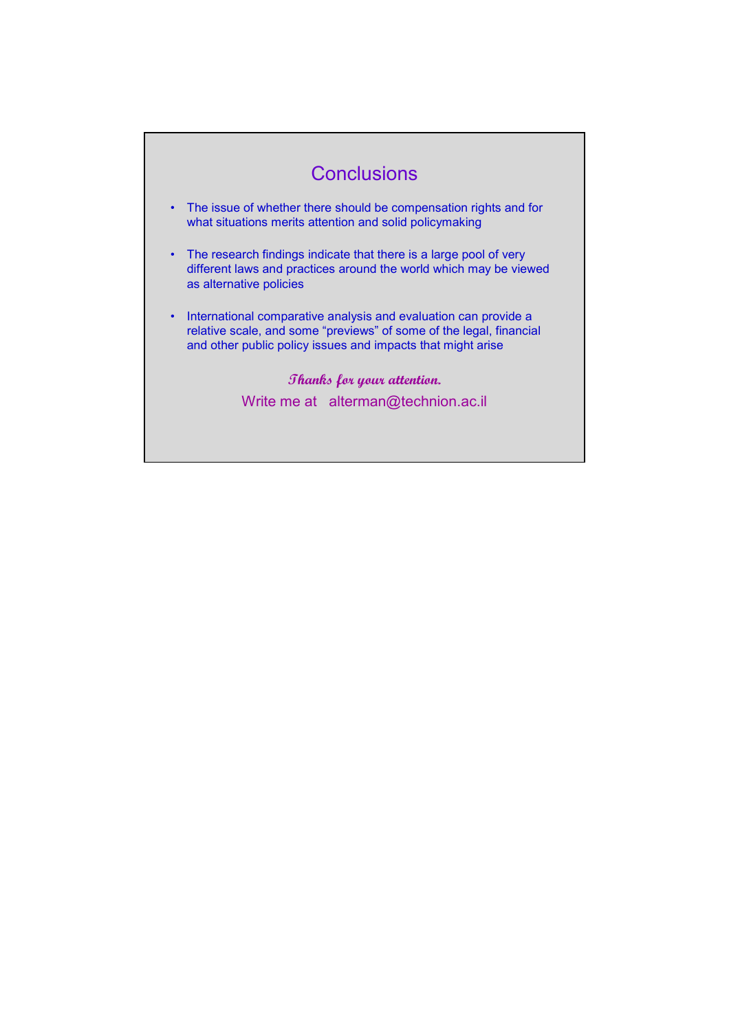# Conclusions

- The issue of whether there should be compensation rights and for what situations merits attention and solid policymaking
- The research findings indicate that there is a large pool of very different laws and practices around the world which may be viewed as alternative policies
- International comparative analysis and evaluation can provide a relative scale, and some "previews" of some of the legal, financial and other public policy issues and impacts that might arise

*Thanks for your attention.*

Write me at alterman@technion.ac.il